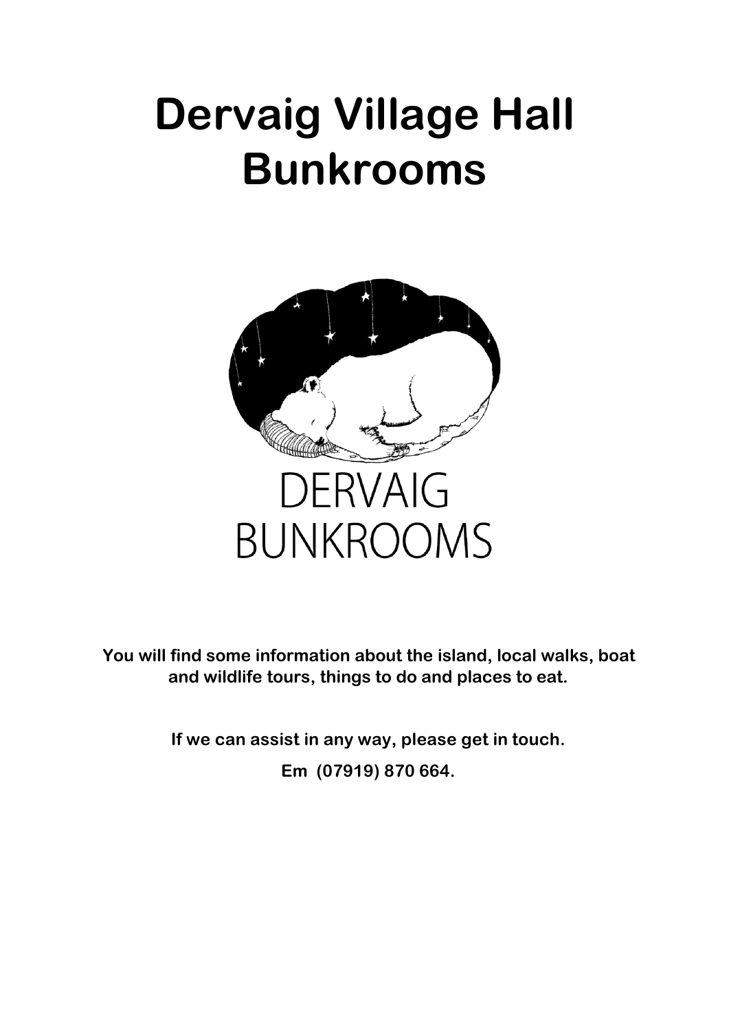# Dervaig Village Hall Bunkrooms

DERVAIG
BUNKROOMS

**You will find some information about the island, local walks, boat and wildlife tours, things to do and places to eat.**

**If we can assist in any way, please get in touch.**

**Em (07919) 870 664.**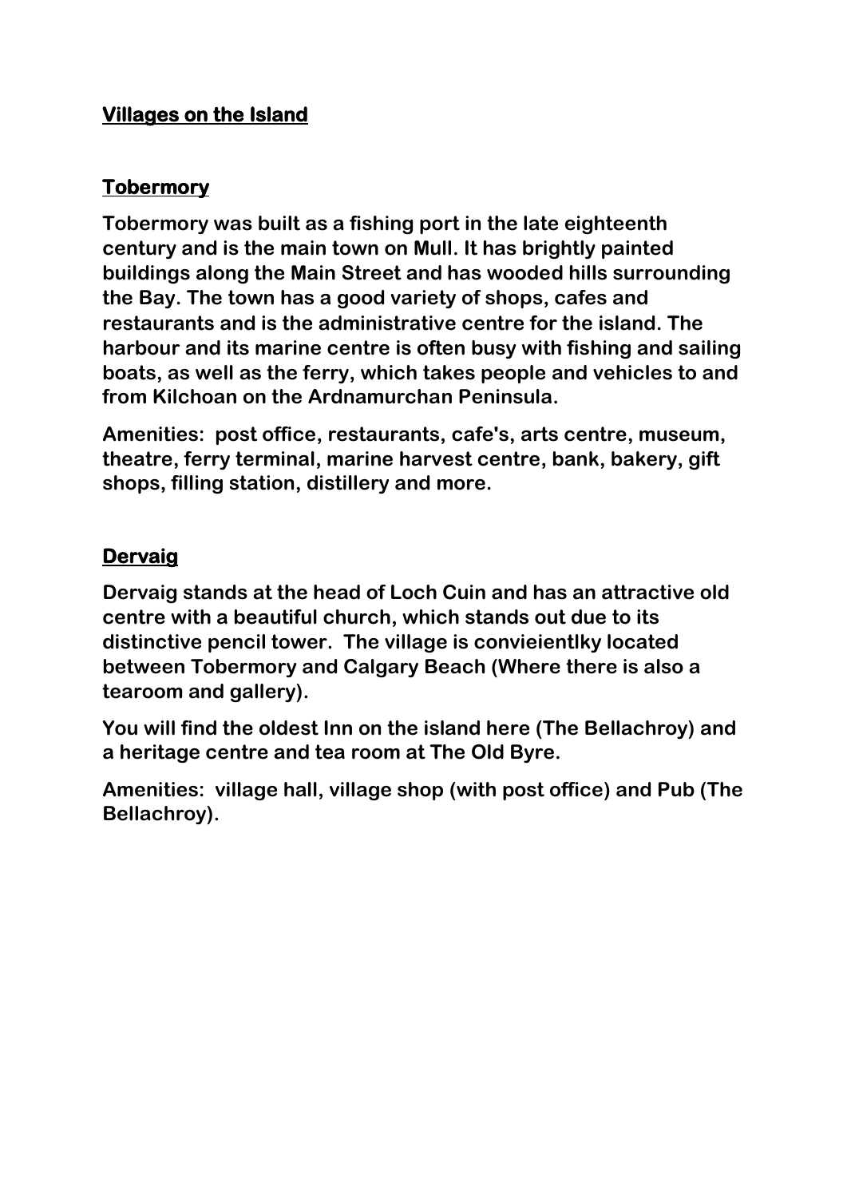## Villages on the Island

### Tobermory

**Tobermory was built as a fishing port in the late eighteenth century and is the main town on Mull. It has brightly painted buildings along the Main Street and has wooded hills surrounding the Bay. The town has a good variety of shops, cafes and restaurants and is the administrative centre for the island. The harbour and its marine centre is often busy with fishing and sailing boats, as well as the ferry, which takes people and vehicles to and from Kilchoan on the Ardnamurchan Peninsula.**

**Amenities: post office, restaurants, cafe's, arts centre, museum, theatre, ferry terminal, marine harvest centre, bank, bakery, gift shops, filling station, distillery and more.**

### Dervaig

**Dervaig stands at the head of Loch Cuin and has an attractive old centre with a beautiful church, which stands out due to its distinctive pencil tower. The village is convieientlky located between Tobermory and Calgary Beach (Where there is also a tearoom and gallery).**

**You will find the oldest Inn on the island here (The Bellachroy) and a heritage centre and tea room at The Old Byre.**

**Amenities: village hall, village shop (with post office) and Pub (The Bellachroy).**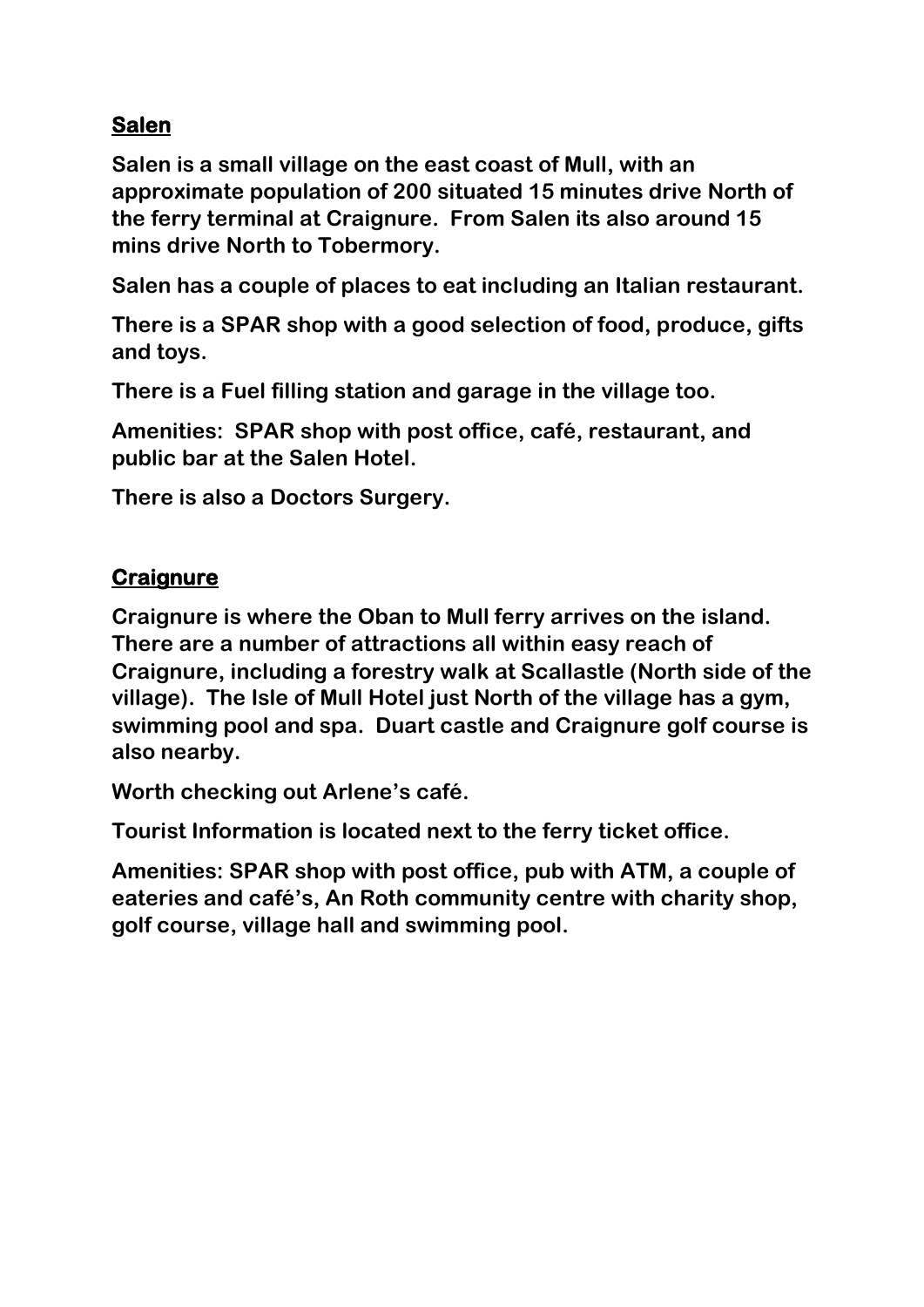## Salen

**Salen is a small village on the east coast of Mull, with an approximate population of 200 situated 15 minutes drive North of the ferry terminal at Craignure. From Salen its also around 15 mins drive North to Tobermory.**

**Salen has a couple of places to eat including an Italian restaurant.**

**There is a SPAR shop with a good selection of food, produce, gifts and toys.**

**There is a Fuel filling station and garage in the village too.**

**Amenities: SPAR shop with post office, café, restaurant, and public bar at the Salen Hotel.**

**There is also a Doctors Surgery.**

## Craignure

**Craignure is where the Oban to Mull ferry arrives on the island. There are a number of attractions all within easy reach of Craignure, including a forestry walk at Scallastle (North side of the village). The Isle of Mull Hotel just North of the village has a gym, swimming pool and spa. Duart castle and Craignure golf course is also nearby.**

**Worth checking out Arlene's café.**

**Tourist Information is located next to the ferry ticket office.**

**Amenities: SPAR shop with post office, pub with ATM, a couple of eateries and café's, An Roth community centre with charity shop, golf course, village hall and swimming pool.**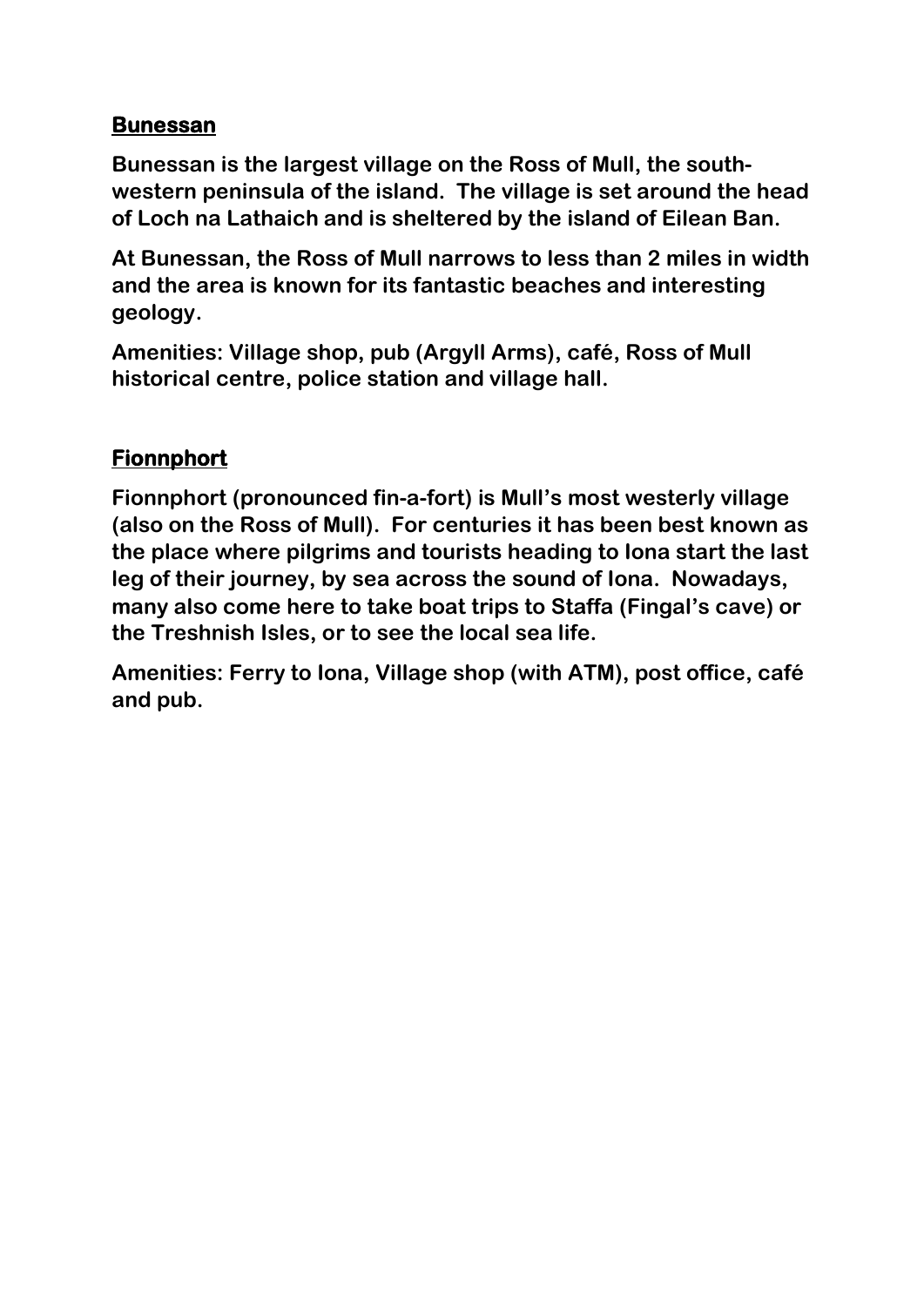## Bunessan

**Bunessan is the largest village on the Ross of Mull, the south-western peninsula of the island. The village is set around the head of Loch na Lathaich and is sheltered by the island of Eilean Ban.**

**At Bunessan, the Ross of Mull narrows to less than 2 miles in width and the area is known for its fantastic beaches and interesting geology.**

**Amenities: Village shop, pub (Argyll Arms), café, Ross of Mull historical centre, police station and village hall.**

## Fionnphort

**Fionnphort (pronounced fin-a-fort) is Mull's most westerly village (also on the Ross of Mull). For centuries it has been best known as the place where pilgrims and tourists heading to Iona start the last leg of their journey, by sea across the sound of Iona. Nowadays, many also come here to take boat trips to Staffa (Fingal's cave) or the Treshnish Isles, or to see the local sea life.**

**Amenities: Ferry to Iona, Village shop (with ATM), post office, café and pub.**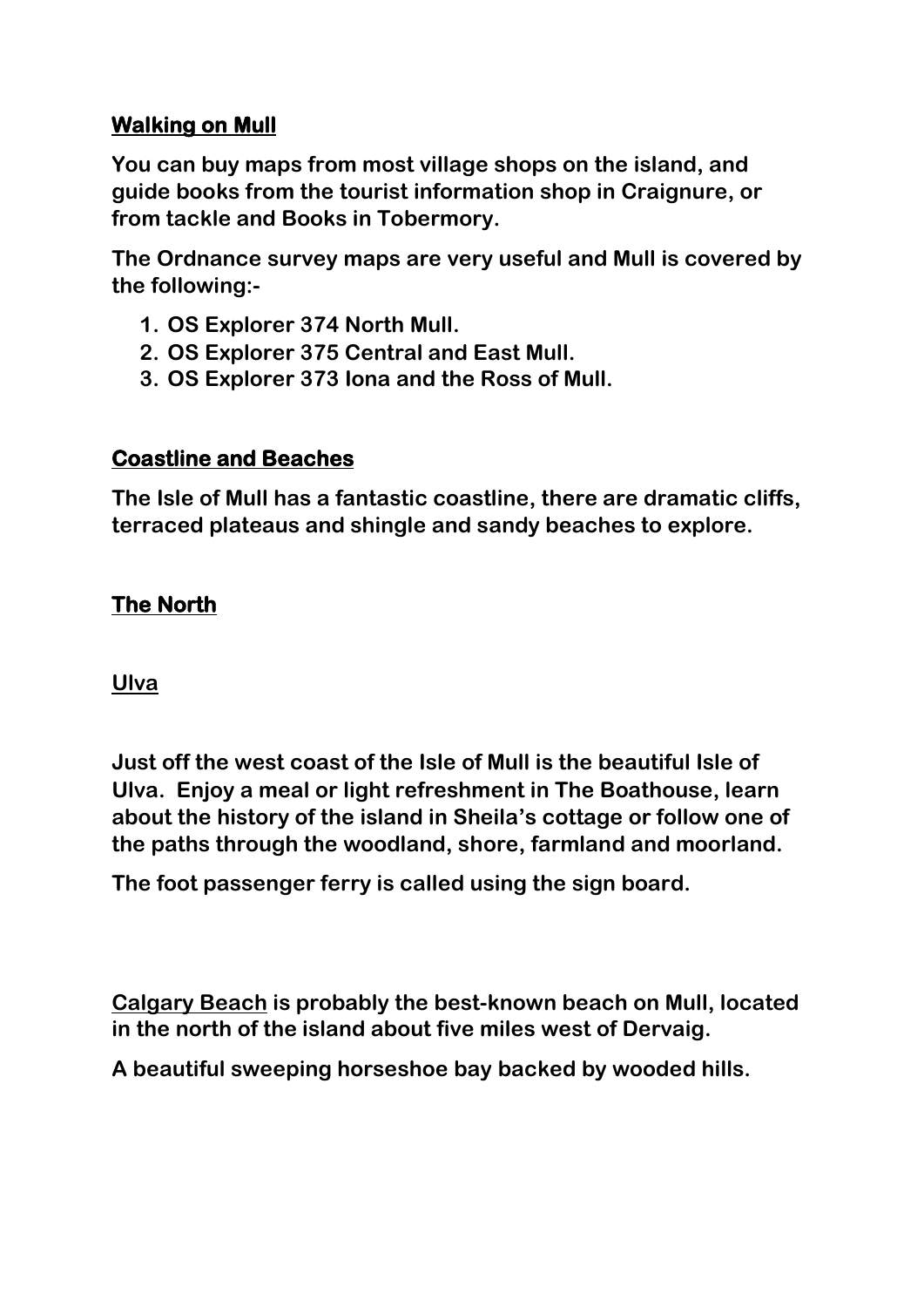## Walking on Mull

**You can buy maps from most village shops on the island, and guide books from the tourist information shop in Craignure, or from tackle and Books in Tobermory.**

**The Ordnance survey maps are very useful and Mull is covered by the following:-**

1. **OS Explorer 374 North Mull.**
2. **OS Explorer 375 Central and East Mull.**
3. **OS Explorer 373 Iona and the Ross of Mull.**

## Coastline and Beaches

**The Isle of Mull has a fantastic coastline, there are dramatic cliffs, terraced plateaus and shingle and sandy beaches to explore.**

## The North

### Ulva

**Just off the west coast of the Isle of Mull is the beautiful Isle of Ulva. Enjoy a meal or light refreshment in The Boathouse, learn about the history of the island in Sheila's cottage or follow one of the paths through the woodland, shore, farmland and moorland.**

**The foot passenger ferry is called using the sign board.**

**<u>Calgary Beach</u> is probably the best-known beach on Mull, located in the north of the island about five miles west of Dervaig.**

**A beautiful sweeping horseshoe bay backed by wooded hills.**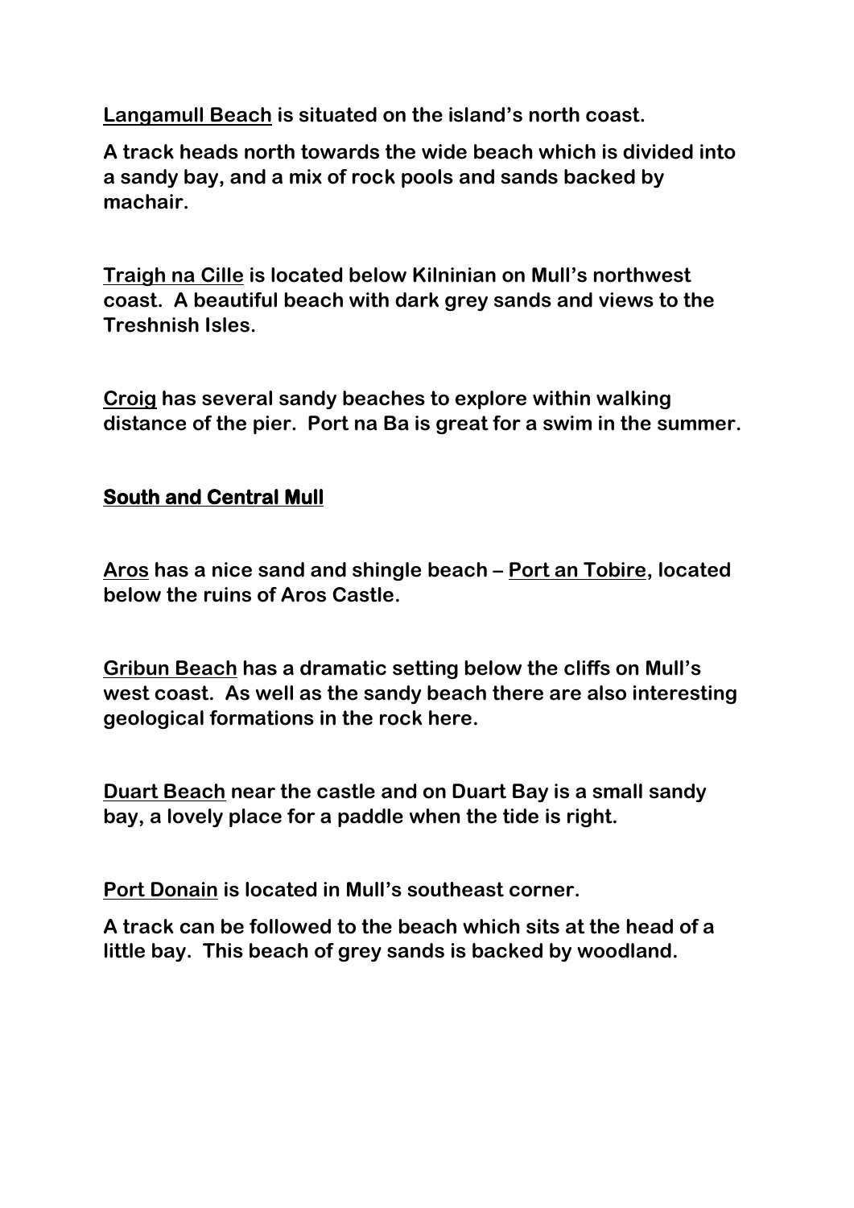**Langamull Beach** is situated on the island's north coast.

A track heads north towards the wide beach which is divided into a sandy bay, and a mix of rock pools and sands backed by machair.

**Traigh na Cille** is located below Kilninian on Mull's northwest coast. A beautiful beach with dark grey sands and views to the Treshnish Isles.

**Croig** has several sandy beaches to explore within walking distance of the pier. Port na Ba is great for a swim in the summer.

## South and Central Mull

**Aros** has a nice sand and shingle beach – **Port an Tobire**, located below the ruins of Aros Castle.

**Gribun Beach** has a dramatic setting below the cliffs on Mull's west coast. As well as the sandy beach there are also interesting geological formations in the rock here.

**Duart Beach** near the castle and on Duart Bay is a small sandy bay, a lovely place for a paddle when the tide is right.

**Port Donain** is located in Mull's southeast corner.

A track can be followed to the beach which sits at the head of a little bay. This beach of grey sands is backed by woodland.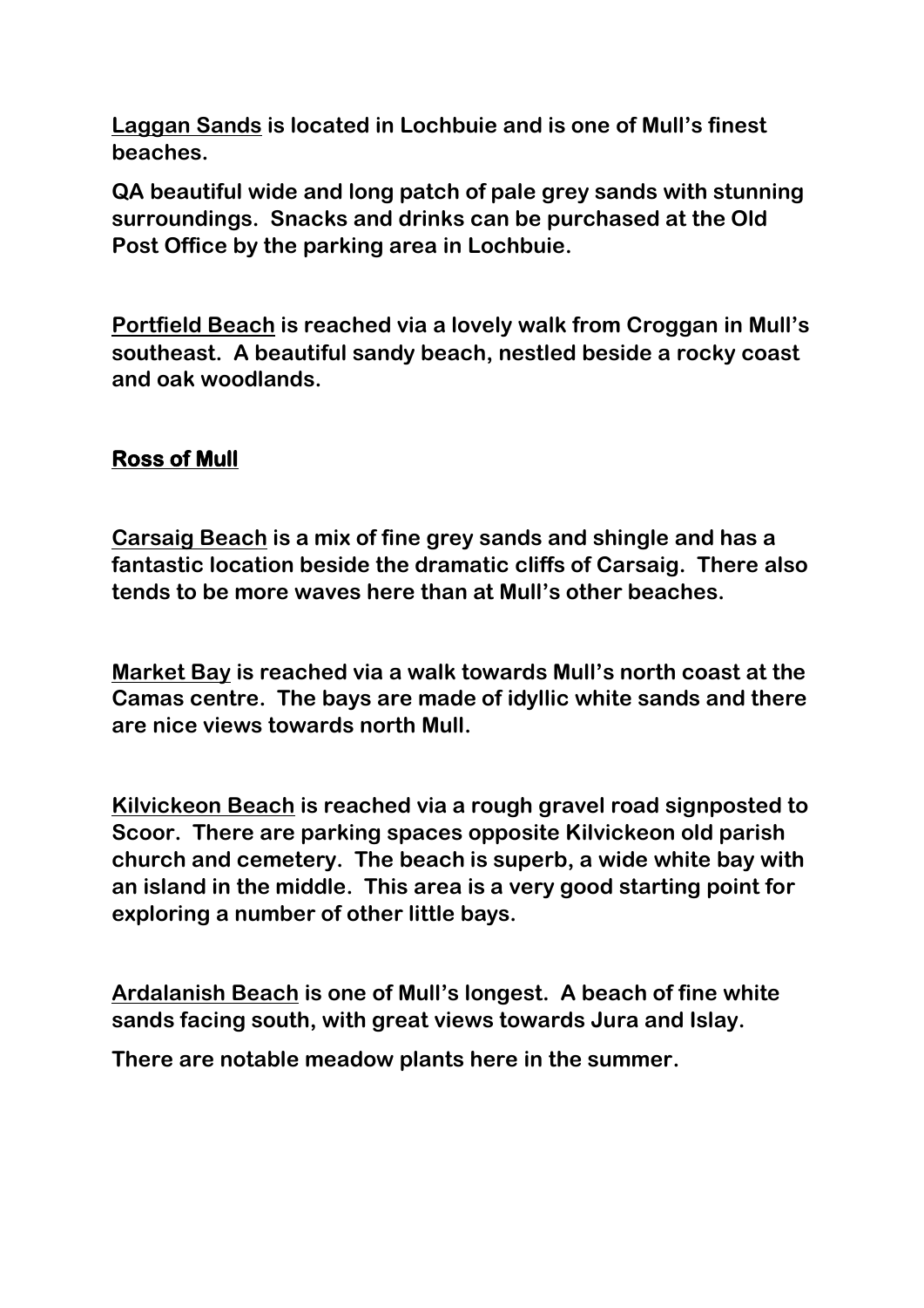<u>Laggan Sands</u> is located in Lochbuie and is one of Mull's finest beaches.

QA beautiful wide and long patch of pale grey sands with stunning surroundings. Snacks and drinks can be purchased at the Old Post Office by the parking area in Lochbuie.

<u>Portfield Beach</u> is reached via a lovely walk from Croggan in Mull's southeast. A beautiful sandy beach, nestled beside a rocky coast and oak woodlands.

## Ross of Mull

<u>Carsaig Beach</u> is a mix of fine grey sands and shingle and has a fantastic location beside the dramatic cliffs of Carsaig. There also tends to be more waves here than at Mull's other beaches.

<u>Market Bay</u> is reached via a walk towards Mull's north coast at the Camas centre. The bays are made of idyllic white sands and there are nice views towards north Mull.

<u>Kilvickeon Beach</u> is reached via a rough gravel road signposted to Scoor. There are parking spaces opposite Kilvickeon old parish church and cemetery. The beach is superb, a wide white bay with an island in the middle. This area is a very good starting point for exploring a number of other little bays.

<u>Ardalanish Beach</u> is one of Mull's longest. A beach of fine white sands facing south, with great views towards Jura and Islay.

There are notable meadow plants here in the summer.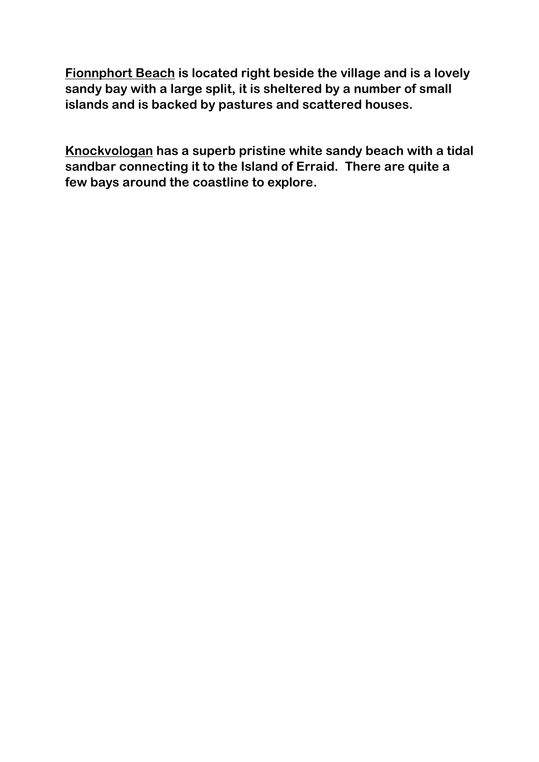**<u>Fionnphort Beach</u> is located right beside the village and is a lovely sandy bay with a large split, it is sheltered by a number of small islands and is backed by pastures and scattered houses.**

**<u>Knockvologan</u> has a superb pristine white sandy beach with a tidal sandbar connecting it to the Island of Erraid.  There are quite a few bays around the coastline to explore.**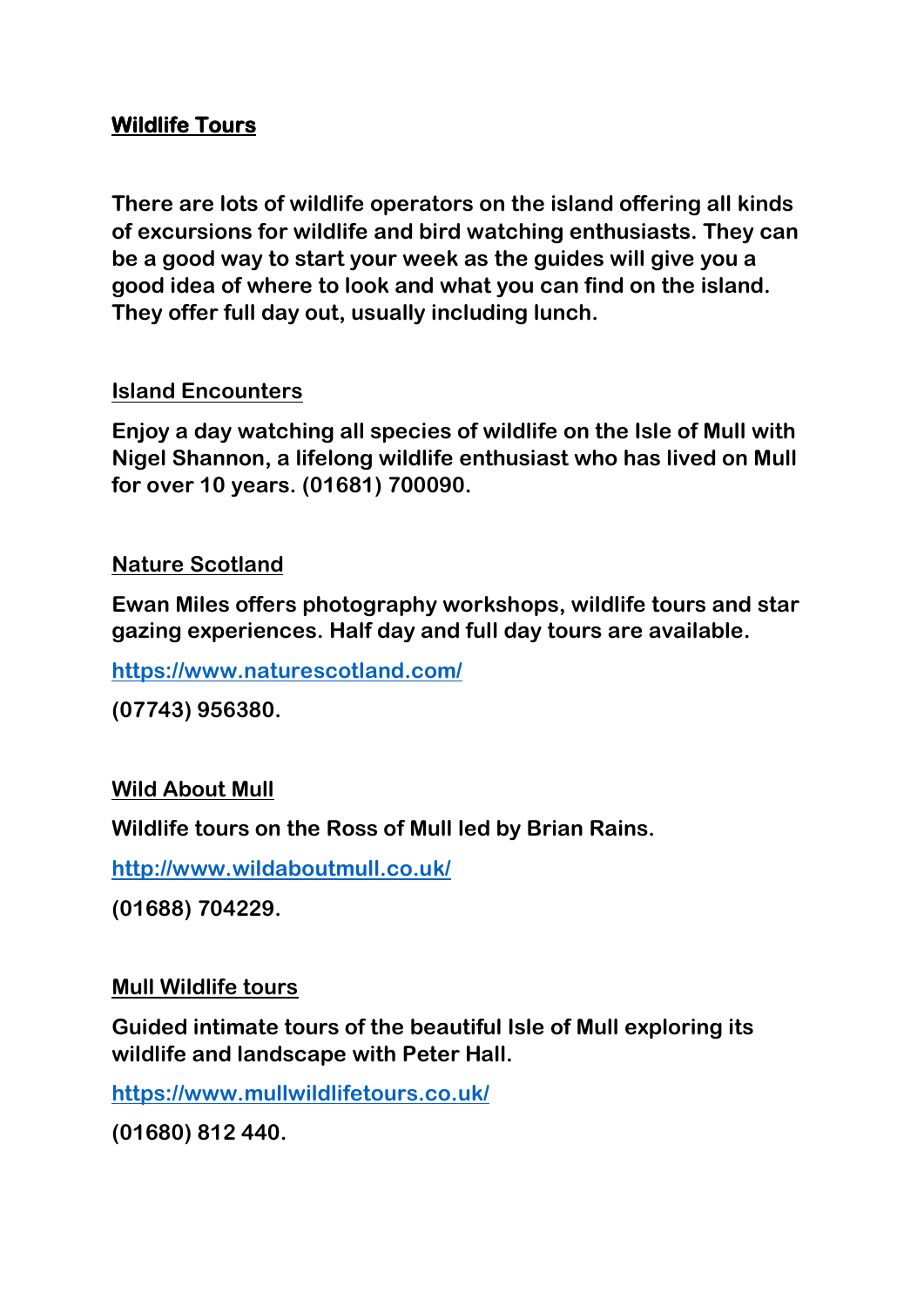## Wildlife Tours

**There are lots of wildlife operators on the island offering all kinds of excursions for wildlife and bird watching enthusiasts. They can be a good way to start your week as the guides will give you a good idea of where to look and what you can find on the island. They offer full day out, usually including lunch.**

### Island Encounters

**Enjoy a day watching all species of wildlife on the Isle of Mull with Nigel Shannon, a lifelong wildlife enthusiast who has lived on Mull for over 10 years. (01681) 700090.**

### Nature Scotland

**Ewan Miles offers photography workshops, wildlife tours and star gazing experiences. Half day and full day tours are available.**

**https://www.naturescotland.com/**

**(07743) 956380.**

### Wild About Mull

**Wildlife tours on the Ross of Mull led by Brian Rains.**

**http://www.wildaboutmull.co.uk/**

**(01688) 704229.**

### Mull Wildlife tours

**Guided intimate tours of the beautiful Isle of Mull exploring its wildlife and landscape with Peter Hall.**

**https://www.mullwildlifetours.co.uk/**

**(01680) 812 440.**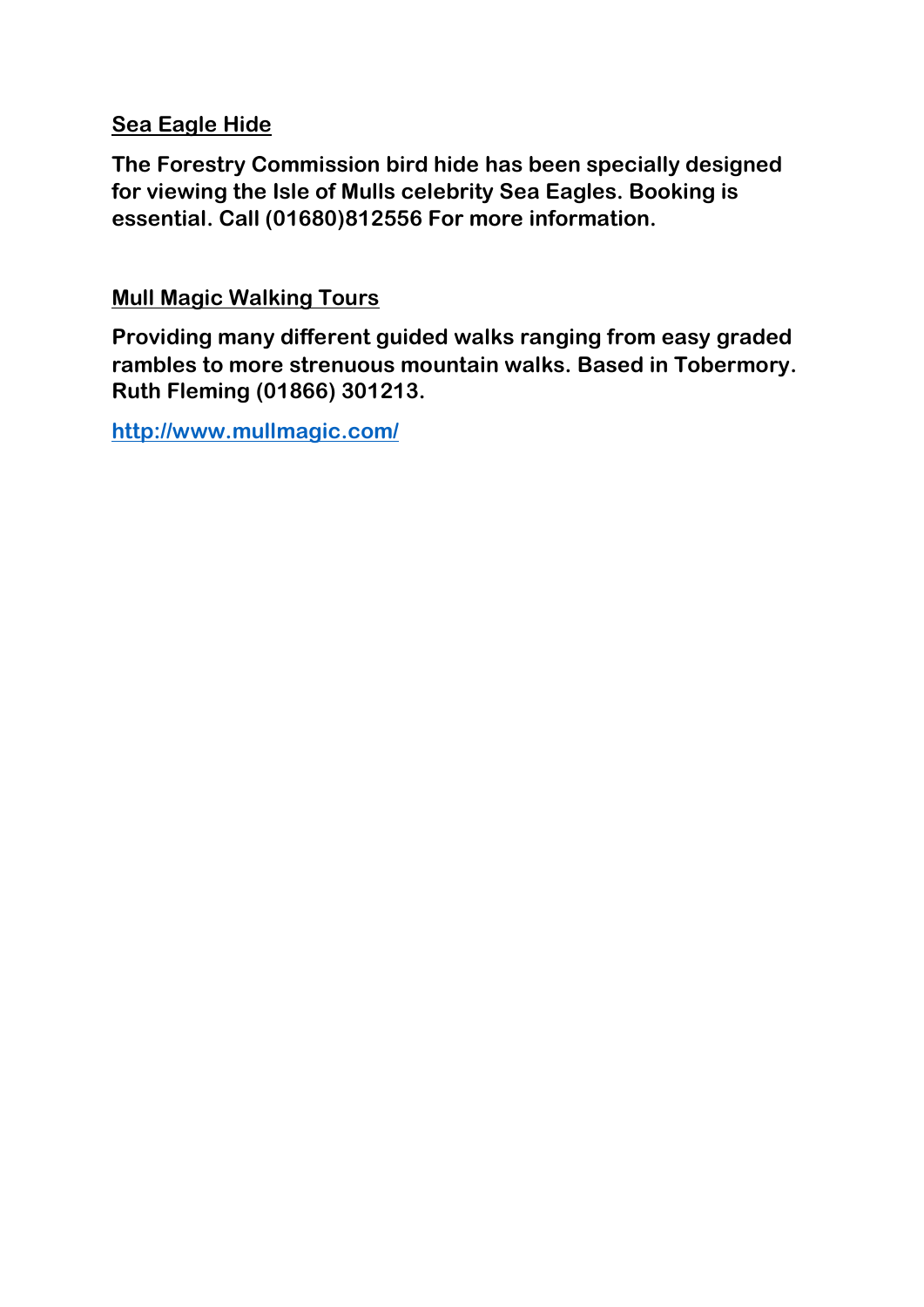<u>**Sea Eagle Hide**</u>

**The Forestry Commission bird hide has been specially designed for viewing the Isle of Mulls celebrity Sea Eagles. Booking is essential. Call (01680)812556 For more information.**

<u>**Mull Magic Walking Tours**</u>

**Providing many different guided walks ranging from easy graded rambles to more strenuous mountain walks. Based in Tobermory. Ruth Fleming (01866) 301213.**

**http://www.mullmagic.com/**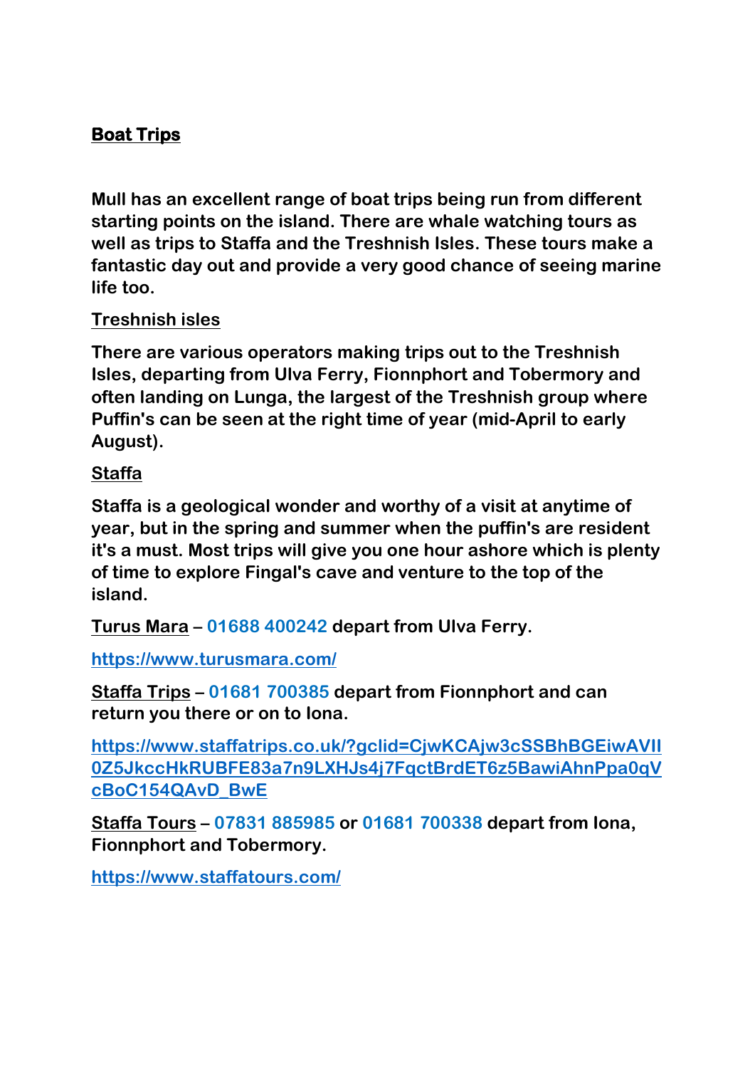# Boat Trips

**Mull has an excellent range of boat trips being run from different starting points on the island. There are whale watching tours as well as trips to Staffa and the Treshnish Isles. These tours make a fantastic day out and provide a very good chance of seeing marine life too.**

## Treshnish isles

**There are various operators making trips out to the Treshnish Isles, departing from Ulva Ferry, Fionnphort and Tobermory and often landing on Lunga, the largest of the Treshnish group where Puffin's can be seen at the right time of year (mid-April to early August).**

## Staffa

**Staffa is a geological wonder and worthy of a visit at anytime of year, but in the spring and summer when the puffin's are resident it's a must. Most trips will give you one hour ashore which is plenty of time to explore Fingal's cave and venture to the top of the island.**

**Turus Mara – 01688 400242 depart from Ulva Ferry.**

**https://www.turusmara.com/**

**Staffa Trips – 01681 700385 depart from Fionnphort and can return you there or on to Iona.**

**https://www.staffatrips.co.uk/?gclid=CjwKCAjw3cSSBhBGEiwAVII0Z5JkccHkRUBFE83a7n9LXHJs4j7FqctBrdET6z5BawiAhnPpa0qVcBoC154QAvD_BwE**

**Staffa Tours – 07831 885985 or 01681 700338 depart from Iona, Fionnphort and Tobermory.**

**https://www.staffatours.com/**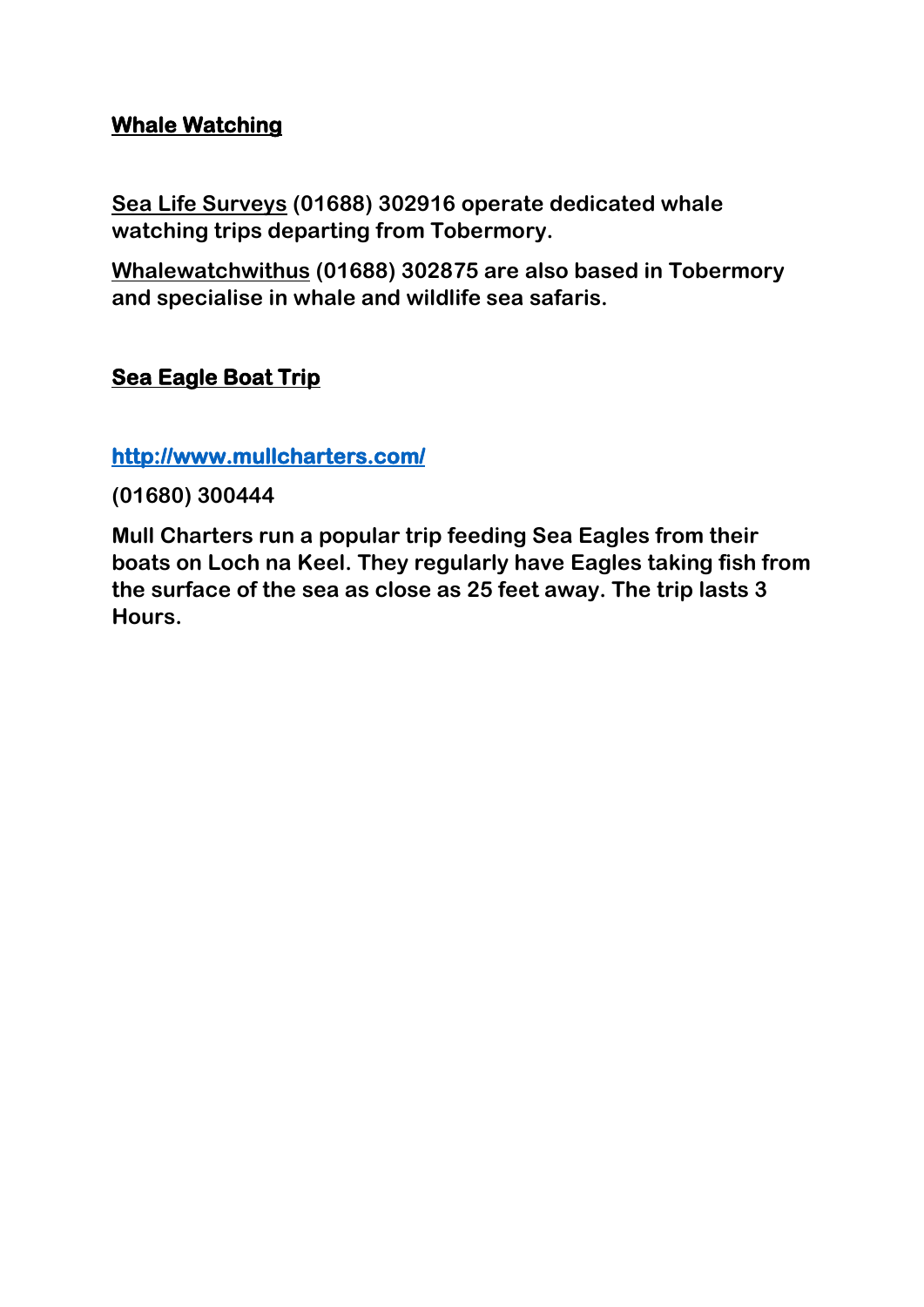## Whale Watching

**Sea Life Surveys (01688) 302916 operate dedicated whale watching trips departing from Tobermory.**

**Whalewatchwithus (01688) 302875 are also based in Tobermory and specialise in whale and wildlife sea safaris.**

## Sea Eagle Boat Trip

**http://www.mullcharters.com/**

**(01680) 300444**

**Mull Charters run a popular trip feeding Sea Eagles from their boats on Loch na Keel. They regularly have Eagles taking fish from the surface of the sea as close as 25 feet away. The trip lasts 3 Hours.**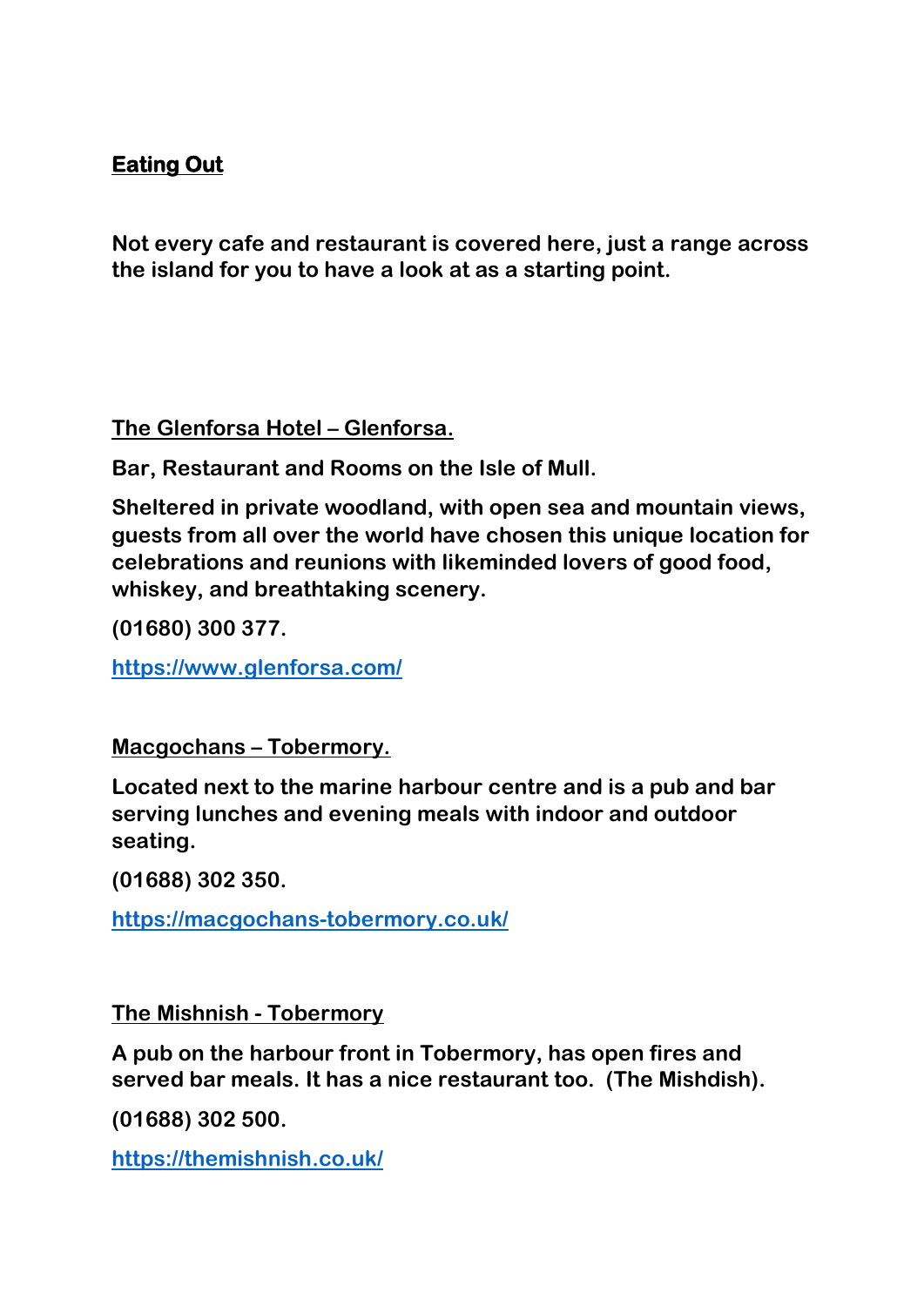## Eating Out

**Not every cafe and restaurant is covered here, just a range across the island for you to have a look at as a starting point.**

### The Glenforsa Hotel – Glenforsa.

**Bar, Restaurant and Rooms on the Isle of Mull.**

**Sheltered in private woodland, with open sea and mountain views, guests from all over the world have chosen this unique location for celebrations and reunions with likeminded lovers of good food, whiskey, and breathtaking scenery.**

**(01680) 300 377.**

**https://www.glenforsa.com/**

### Macgochans – Tobermory.

**Located next to the marine harbour centre and is a pub and bar serving lunches and evening meals with indoor and outdoor seating.**

**(01688) 302 350.**

**https://macgochans-tobermory.co.uk/**

### The Mishnish - Tobermory

**A pub on the harbour front in Tobermory, has open fires and served bar meals. It has a nice restaurant too. (The Mishdish).**

**(01688) 302 500.**

**https://themishnish.co.uk/**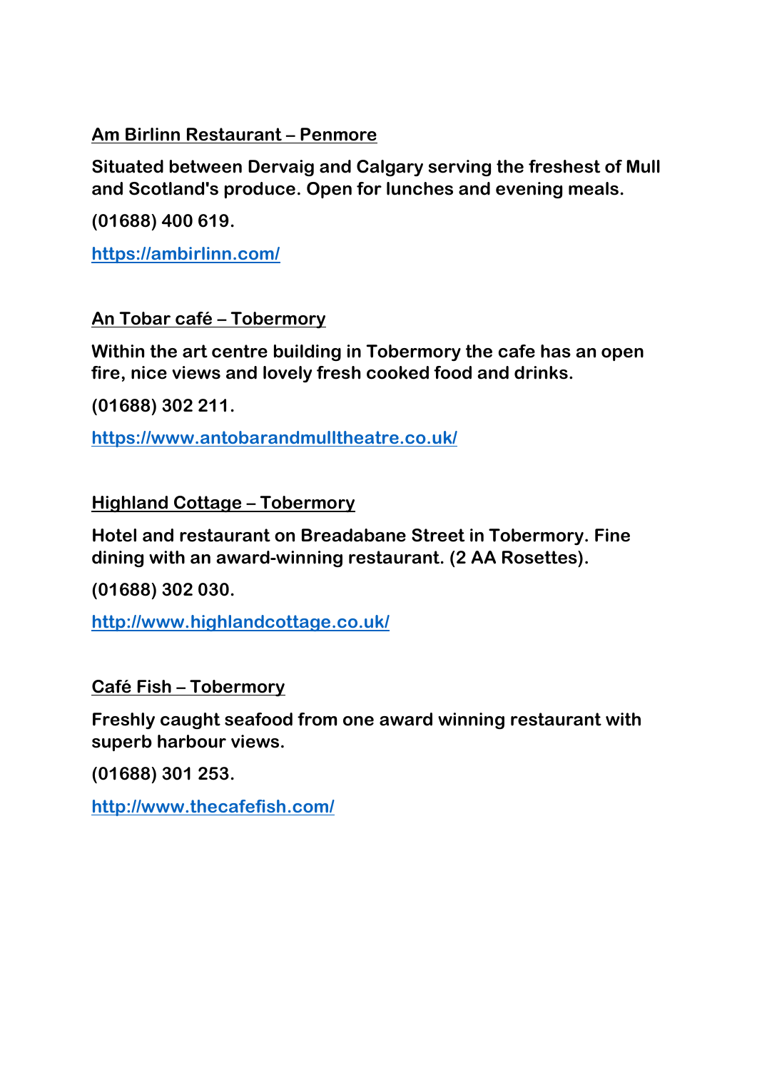**Am Birlinn Restaurant – Penmore**

**Situated between Dervaig and Calgary serving the freshest of Mull and Scotland's produce. Open for lunches and evening meals.**

**(01688) 400 619.**

**https://ambirlinn.com/**

**An Tobar café – Tobermory**

**Within the art centre building in Tobermory the cafe has an open fire, nice views and lovely fresh cooked food and drinks.**

**(01688) 302 211.**

**https://www.antobarandmulltheatre.co.uk/**

**Highland Cottage – Tobermory**

**Hotel and restaurant on Breadabane Street in Tobermory. Fine dining with an award-winning restaurant. (2 AA Rosettes).**

**(01688) 302 030.**

**http://www.highlandcottage.co.uk/**

**Café Fish – Tobermory**

**Freshly caught seafood from one award winning restaurant with superb harbour views.**

**(01688) 301 253.**

**http://www.thecafefish.com/**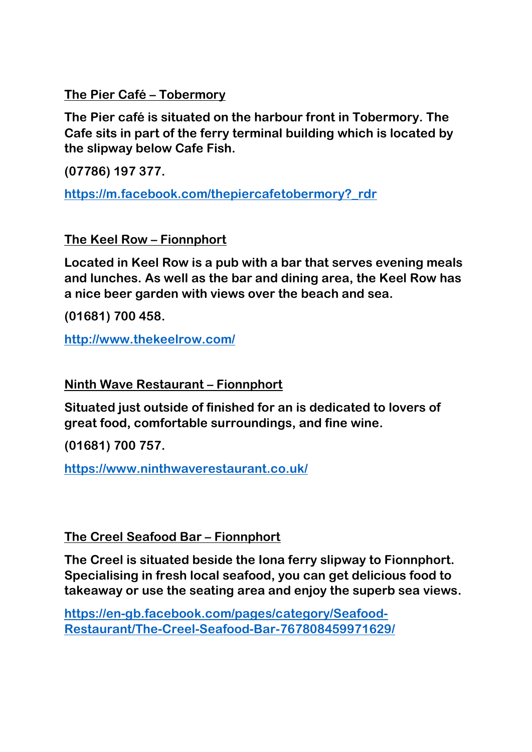**The Pier Café – Tobermory**

**The Pier café is situated on the harbour front in Tobermory. The Cafe sits in part of the ferry terminal building which is located by the slipway below Cafe Fish.**

**(07786) 197 377.**

https://m.facebook.com/thepiercafetobermory?_rdr

**The Keel Row – Fionnphort**

**Located in Keel Row is a pub with a bar that serves evening meals and lunches. As well as the bar and dining area, the Keel Row has a nice beer garden with views over the beach and sea.**

**(01681) 700 458.**

http://www.thekeelrow.com/

**Ninth Wave Restaurant – Fionnphort**

**Situated just outside of finished for an is dedicated to lovers of great food, comfortable surroundings, and fine wine.**

**(01681) 700 757.**

https://www.ninthwaverestaurant.co.uk/

**The Creel Seafood Bar – Fionnphort**

**The Creel is situated beside the Iona ferry slipway to Fionnphort. Specialising in fresh local seafood, you can get delicious food to takeaway or use the seating area and enjoy the superb sea views.**

https://en-gb.facebook.com/pages/category/Seafood-Restaurant/The-Creel-Seafood-Bar-767808459971629/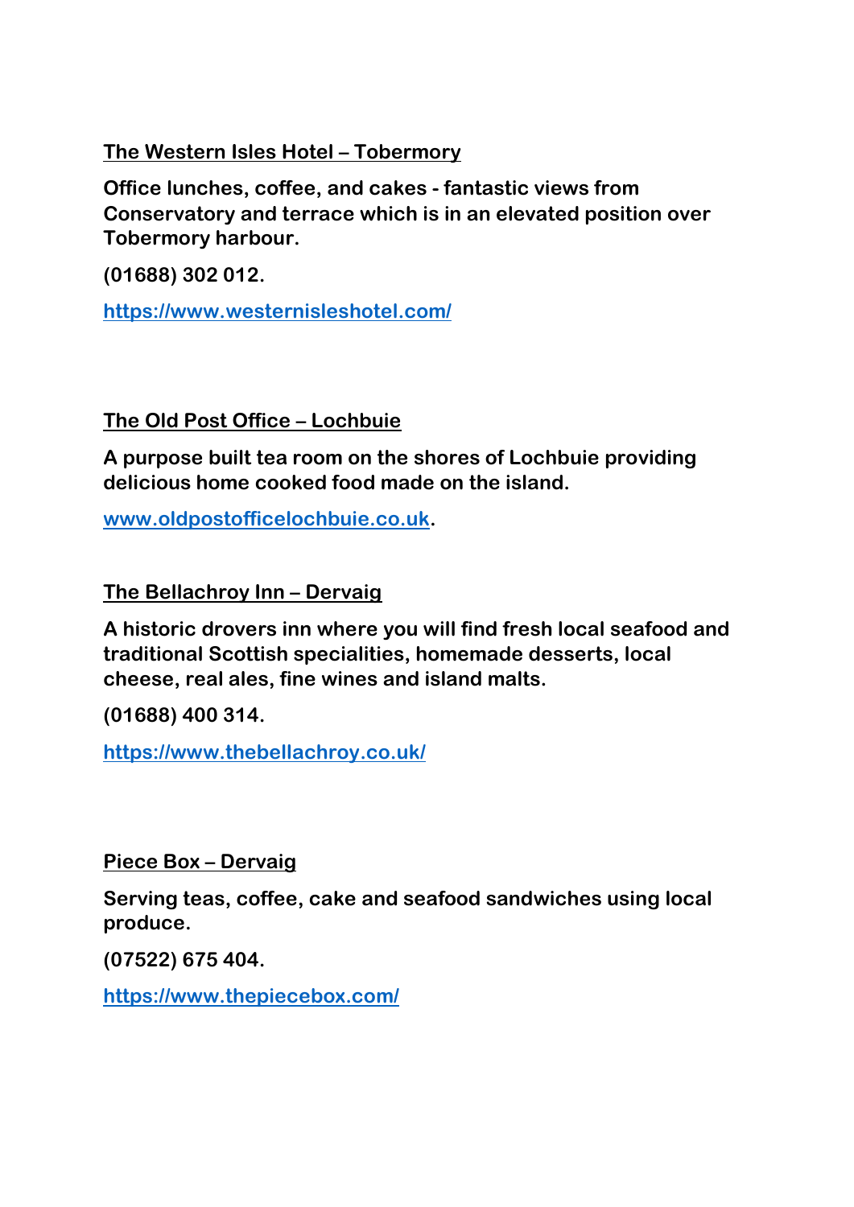**The Western Isles Hotel – Tobermory**

**Office lunches, coffee, and cakes - fantastic views from Conservatory and terrace which is in an elevated position over Tobermory harbour.**

**(01688) 302 012.**

**https://www.westernisleshotel.com/**

**The Old Post Office – Lochbuie**

**A purpose built tea room on the shores of Lochbuie providing delicious home cooked food made on the island.**

**www.oldpostofficelochbuie.co.uk.**

**The Bellachroy Inn – Dervaig**

**A historic drovers inn where you will find fresh local seafood and traditional Scottish specialities, homemade desserts, local cheese, real ales, fine wines and island malts.**

**(01688) 400 314.**

**https://www.thebellachroy.co.uk/**

**Piece Box – Dervaig**

**Serving teas, coffee, cake and seafood sandwiches using local produce.**

**(07522) 675 404.**

**https://www.thepiecebox.com/**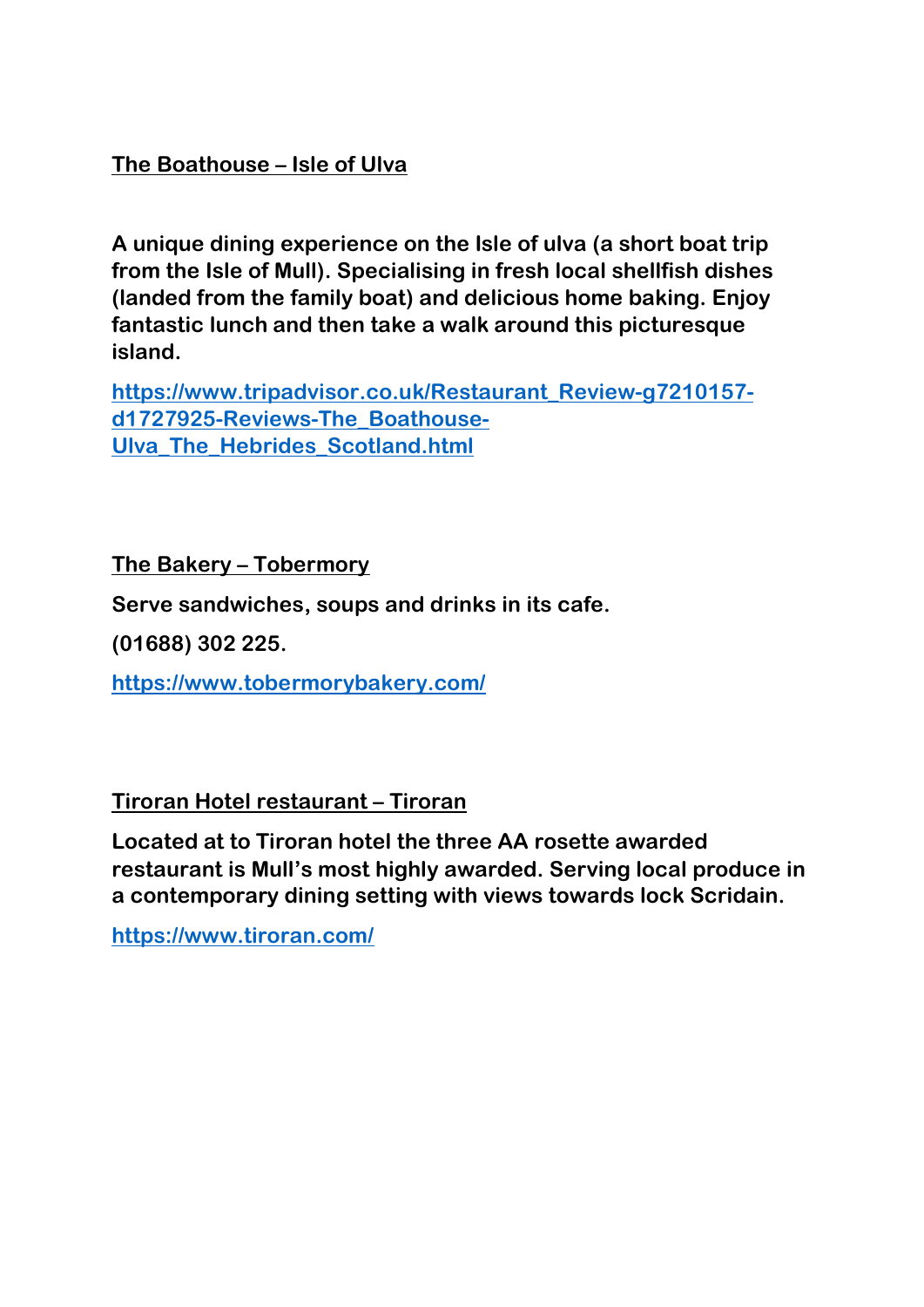**<u>The Boathouse – Isle of Ulva</u>**

**A unique dining experience on the Isle of ulva (a short boat trip from the Isle of Mull). Specialising in fresh local shellfish dishes (landed from the family boat) and delicious home baking. Enjoy fantastic lunch and then take a walk around this picturesque island.**

[https://www.tripadvisor.co.uk/Restaurant_Review-g7210157-d1727925-Reviews-The_Boathouse-Ulva_The_Hebrides_Scotland.html](https://www.tripadvisor.co.uk/Restaurant_Review-g7210157-d1727925-Reviews-The_Boathouse-Ulva_The_Hebrides_Scotland.html)

**<u>The Bakery – Tobermory</u>**

**Serve sandwiches, soups and drinks in its cafe.**

**(01688) 302 225.**

[https://www.tobermorybakery.com/](https://www.tobermorybakery.com/)

**<u>Tiroran Hotel restaurant – Tiroran</u>**

**Located at to Tiroran hotel the three AA rosette awarded restaurant is Mull's most highly awarded. Serving local produce in a contemporary dining setting with views towards lock Scridain.**

[https://www.tiroran.com/](https://www.tiroran.com/)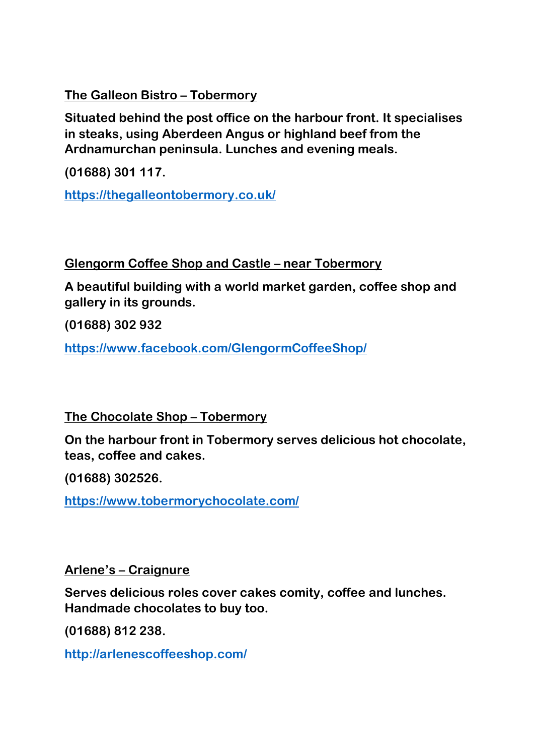## The Galleon Bistro – Tobermory

**Situated behind the post office on the harbour front. It specialises in steaks, using Aberdeen Angus or highland beef from the Ardnamurchan peninsula. Lunches and evening meals.**

**(01688) 301 117.**

**https://thegalleontobermory.co.uk/**

## Glengorm Coffee Shop and Castle – near Tobermory

**A beautiful building with a world market garden, coffee shop and gallery in its grounds.**

**(01688) 302 932**

**https://www.facebook.com/GlengormCoffeeShop/**

## The Chocolate Shop – Tobermory

**On the harbour front in Tobermory serves delicious hot chocolate, teas, coffee and cakes.**

**(01688) 302526.**

**https://www.tobermorychocolate.com/**

## Arlene's – Craignure

**Serves delicious roles cover cakes comity, coffee and lunches. Handmade chocolates to buy too.**

**(01688) 812 238.**

**http://arlenescoffeeshop.com/**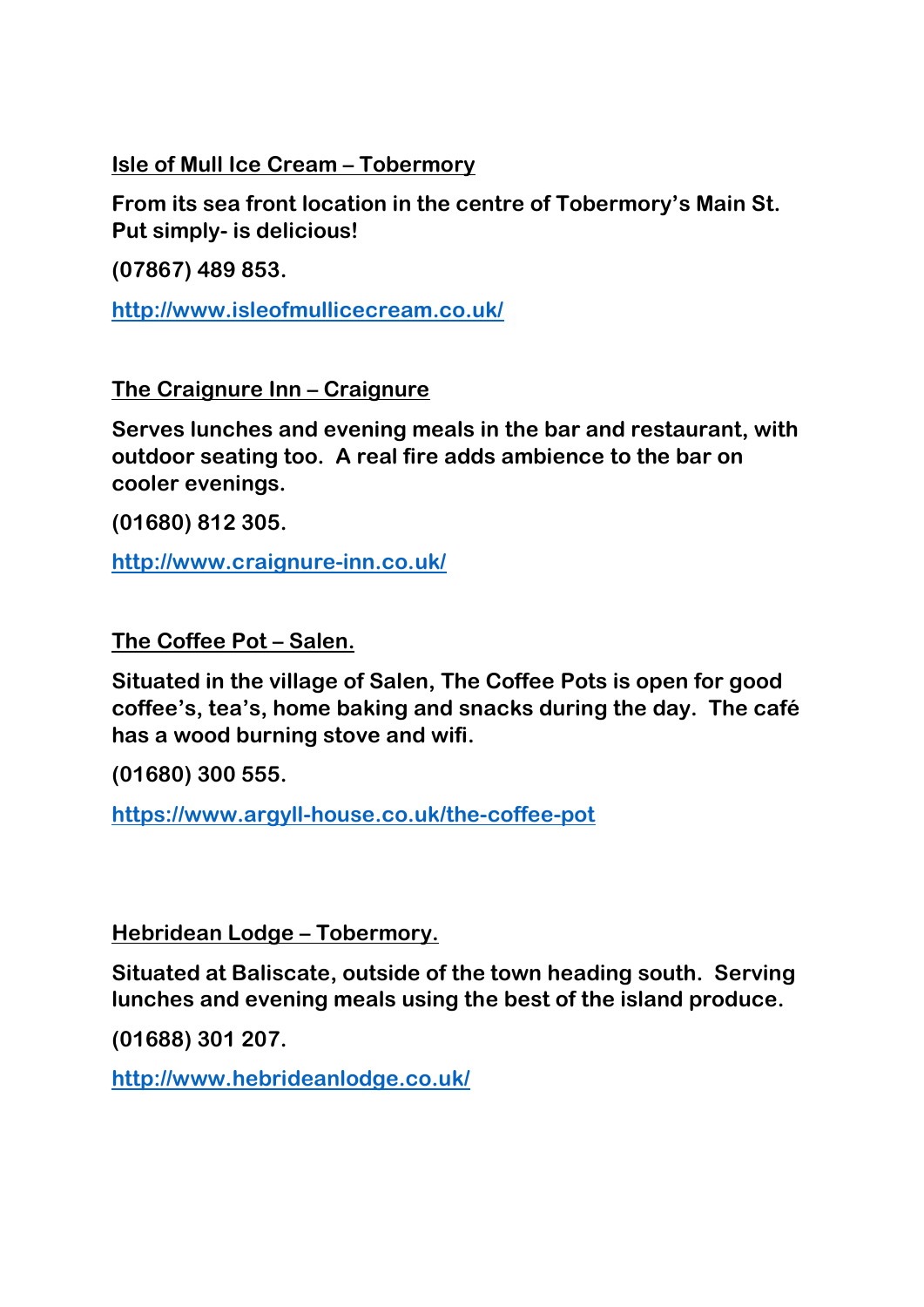**Isle of Mull Ice Cream – Tobermory**

**From its sea front location in the centre of Tobermory's Main St. Put simply- is delicious!**

**(07867) 489 853.**

**http://www.isleofmullicecream.co.uk/**

**The Craignure Inn – Craignure**

**Serves lunches and evening meals in the bar and restaurant, with outdoor seating too. A real fire adds ambience to the bar on cooler evenings.**

**(01680) 812 305.**

**http://www.craignure-inn.co.uk/**

**The Coffee Pot – Salen.**

**Situated in the village of Salen, The Coffee Pots is open for good coffee's, tea's, home baking and snacks during the day. The café has a wood burning stove and wifi.**

**(01680) 300 555.**

**https://www.argyll-house.co.uk/the-coffee-pot**

**Hebridean Lodge – Tobermory.**

**Situated at Baliscate, outside of the town heading south. Serving lunches and evening meals using the best of the island produce.**

**(01688) 301 207.**

**http://www.hebrideanlodge.co.uk/**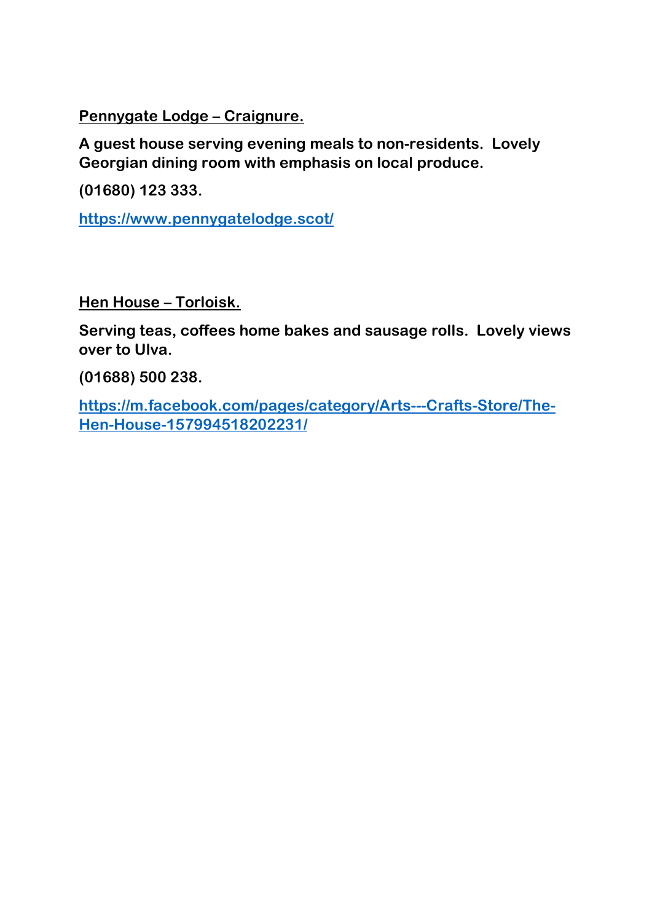**<u>Pennygate Lodge – Craignure.</u>**

**A guest house serving evening meals to non-residents. Lovely Georgian dining room with emphasis on local produce.**

**(01680) 123 333.**

**[https://www.pennygatelodge.scot/](https://www.pennygatelodge.scot/)**

**<u>Hen House – Torloisk.</u>**

**Serving teas, coffees home bakes and sausage rolls. Lovely views over to Ulva.**

**(01688) 500 238.**

**[https://m.facebook.com/pages/category/Arts---Crafts-Store/The-Hen-House-157994518202231/](https://m.facebook.com/pages/category/Arts---Crafts-Store/The-Hen-House-157994518202231/)**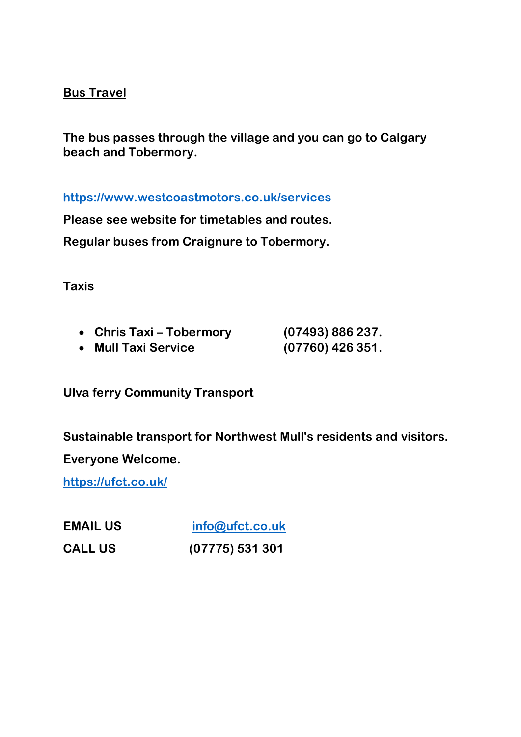## Bus Travel

**The bus passes through the village and you can go to Calgary beach and Tobermory.**

**https://www.westcoastmotors.co.uk/services**

**Please see website for timetables and routes.**

**Regular buses from Craignure to Tobermory.**

## Taxis

- **Chris Taxi – Tobermory (07493) 886 237.**
- **Mull Taxi Service (07760) 426 351.**

## Ulva ferry Community Transport

**Sustainable transport for Northwest Mull's residents and visitors.**

**Everyone Welcome.**

**https://ufct.co.uk/**

**EMAIL US info@ufct.co.uk**

**CALL US (07775) 531 301**